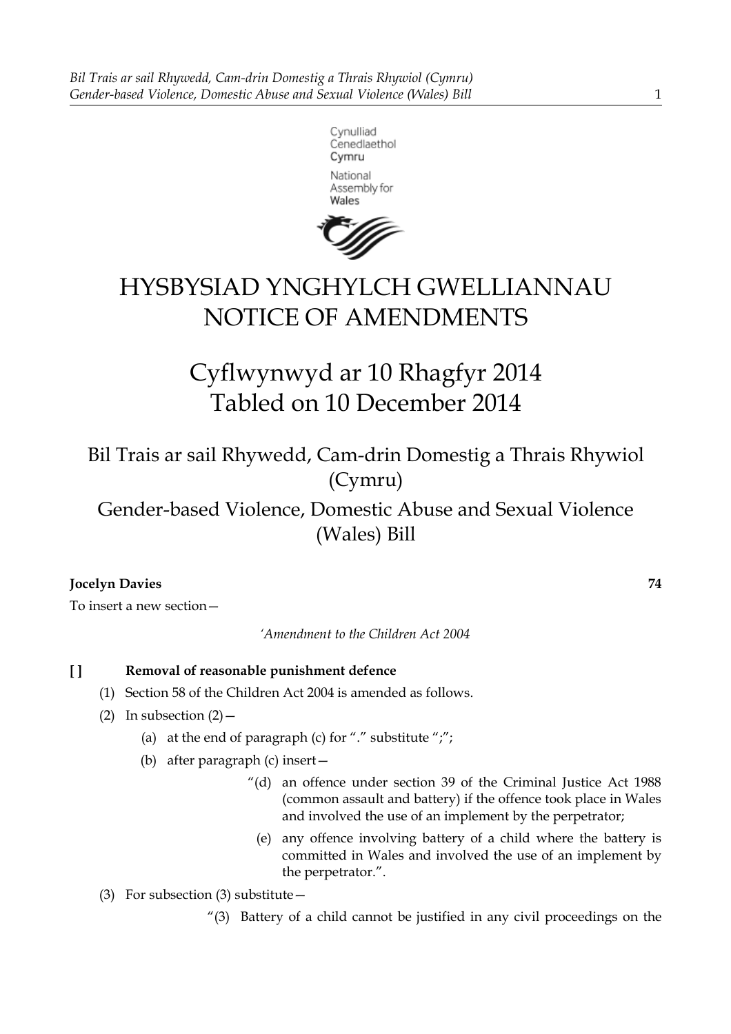Cynulliad Cenedlaethol Cymru

National Assembly for Wales

# HYSBYSIAD YNGHYLCH GWELLIANNAU
# NOTICE OF AMENDMENTS

## Cyflwynwyd ar 10 Rhagfyr 2014
## Tabled on 10 December 2014

## Bil Trais ar sail Rhywedd, Cam-drin Domestig a Thrais Rhywiol (Cymru)
## Gender-based Violence, Domestic Abuse and Sexual Violence (Wales) Bill

**Jocelyn Davies** **74**

To insert a new section—

*'Amendment to the Children Act 2004*

**[ ] Removal of reasonable punishment defence**

(1) Section 58 of the Children Act 2004 is amended as follows.

(2) In subsection (2)—

(a) at the end of paragraph (c) for "." substitute ";";

(b) after paragraph (c) insert—

"(d) an offence under section 39 of the Criminal Justice Act 1988 (common assault and battery) if the offence took place in Wales and involved the use of an implement by the perpetrator;

(e) any offence involving battery of a child where the battery is committed in Wales and involved the use of an implement by the perpetrator.".

(3) For subsection (3) substitute—

"(3) Battery of a child cannot be justified in any civil proceedings on the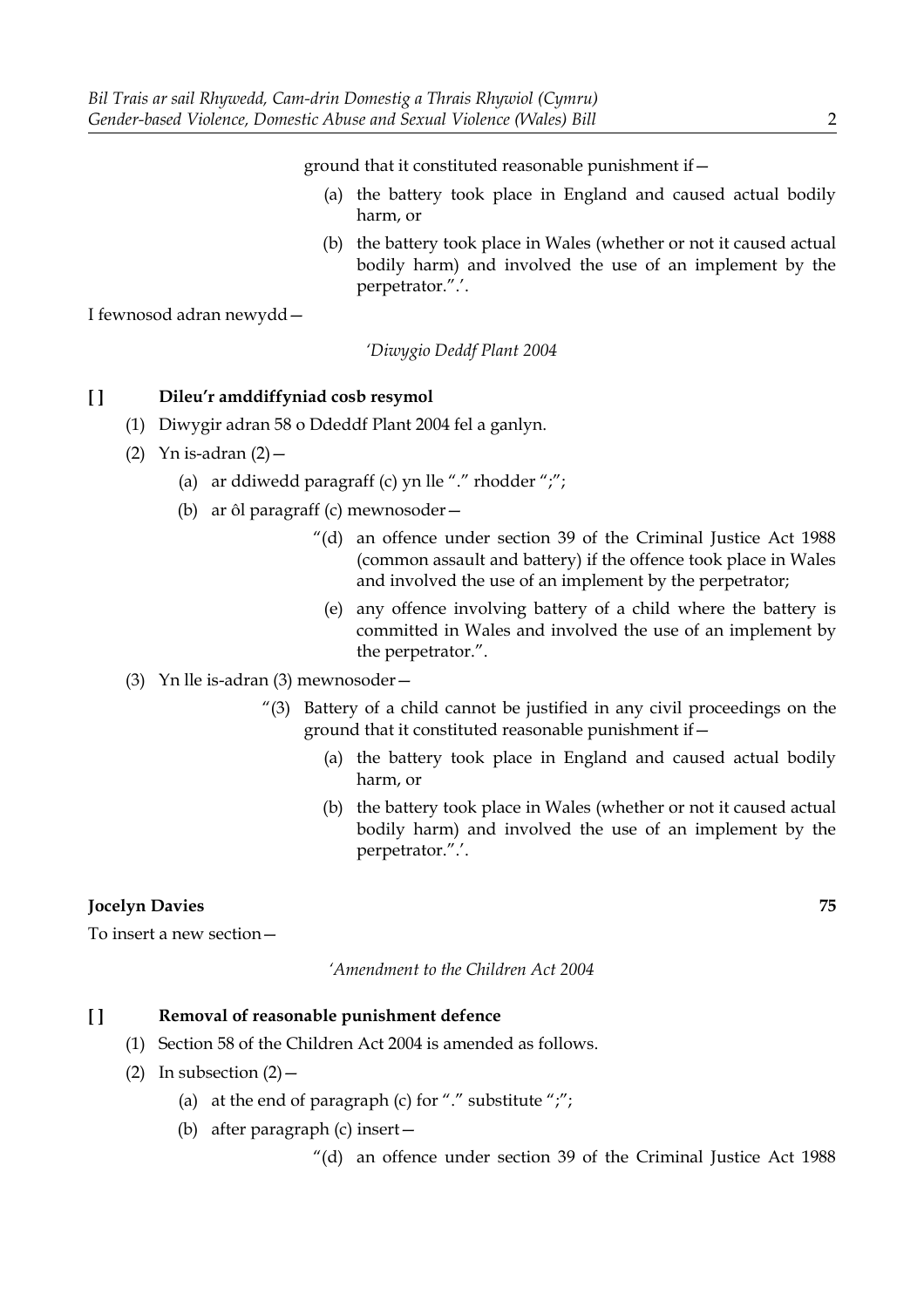ground that it constituted reasonable punishment if—

(a) the battery took place in England and caused actual bodily harm, or

(b) the battery took place in Wales (whether or not it caused actual bodily harm) and involved the use of an implement by the perpetrator.”.’.

I fewnosod adran newydd—

*‘Diwygio Deddf Plant 2004*

**[ ] Dileu’r amddiffyniad cosb resymol**

(1) Diwygir adran 58 o Ddeddf Plant 2004 fel a ganlyn.

(2) Yn is-adran (2)—

(a) ar ddiwedd paragraff (c) yn lle “.” rhodder “;”;

(b) ar ôl paragraff (c) mewnosoder—

“(d) an offence under section 39 of the Criminal Justice Act 1988 (common assault and battery) if the offence took place in Wales and involved the use of an implement by the perpetrator;

(e) any offence involving battery of a child where the battery is committed in Wales and involved the use of an implement by the perpetrator.”.

(3) Yn lle is-adran (3) mewnosoder—

“(3) Battery of a child cannot be justified in any civil proceedings on the ground that it constituted reasonable punishment if—

(a) the battery took place in England and caused actual bodily harm, or

(b) the battery took place in Wales (whether or not it caused actual bodily harm) and involved the use of an implement by the perpetrator.”.’.

**Jocelyn Davies** **75**

To insert a new section—

*‘Amendment to the Children Act 2004*

**[ ] Removal of reasonable punishment defence**

(1) Section 58 of the Children Act 2004 is amended as follows.

(2) In subsection (2)—

(a) at the end of paragraph (c) for “.” substitute “;”;

(b) after paragraph (c) insert—

“(d) an offence under section 39 of the Criminal Justice Act 1988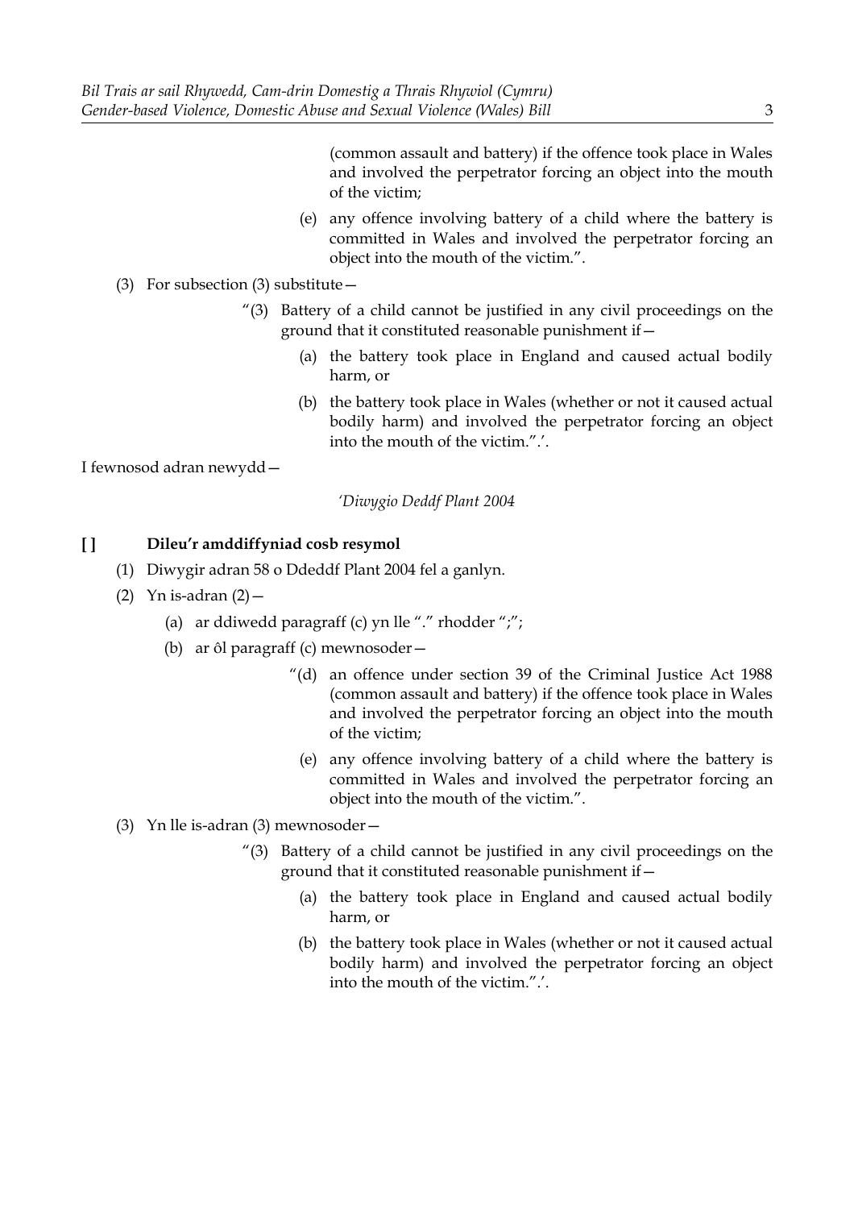(common assault and battery) if the offence took place in Wales and involved the perpetrator forcing an object into the mouth of the victim;

(e) any offence involving battery of a child where the battery is committed in Wales and involved the perpetrator forcing an object into the mouth of the victim.".

(3) For subsection (3) substitute—

"(3) Battery of a child cannot be justified in any civil proceedings on the ground that it constituted reasonable punishment if—

(a) the battery took place in England and caused actual bodily harm, or

(b) the battery took place in Wales (whether or not it caused actual bodily harm) and involved the perpetrator forcing an object into the mouth of the victim.".'.

I fewnosod adran newydd—

*'Diwygio Deddf Plant 2004*

**[ ] Dileu'r amddiffyniad cosb resymol**

(1) Diwygir adran 58 o Ddeddf Plant 2004 fel a ganlyn.

(2) Yn is-adran (2)—

(a) ar ddiwedd paragraff (c) yn lle "." rhodder ";";

(b) ar ôl paragraff (c) mewnosoder—

"(d) an offence under section 39 of the Criminal Justice Act 1988 (common assault and battery) if the offence took place in Wales and involved the perpetrator forcing an object into the mouth of the victim;

(e) any offence involving battery of a child where the battery is committed in Wales and involved the perpetrator forcing an object into the mouth of the victim.".

(3) Yn lle is-adran (3) mewnosoder—

"(3) Battery of a child cannot be justified in any civil proceedings on the ground that it constituted reasonable punishment if—

(a) the battery took place in England and caused actual bodily harm, or

(b) the battery took place in Wales (whether or not it caused actual bodily harm) and involved the perpetrator forcing an object into the mouth of the victim.".'.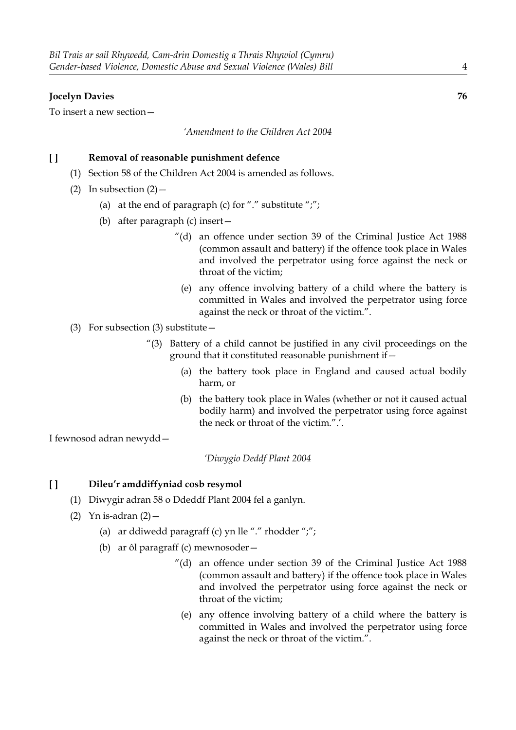**Jocelyn Davies** **76**

To insert a new section—

*'Amendment to the Children Act 2004*

**[ ] Removal of reasonable punishment defence**

(1) Section 58 of the Children Act 2004 is amended as follows.

(2) In subsection (2)—

(a) at the end of paragraph (c) for "." substitute ";";

(b) after paragraph (c) insert—

"(d) an offence under section 39 of the Criminal Justice Act 1988 (common assault and battery) if the offence took place in Wales and involved the perpetrator using force against the neck or throat of the victim;

(e) any offence involving battery of a child where the battery is committed in Wales and involved the perpetrator using force against the neck or throat of the victim.".

(3) For subsection (3) substitute—

"(3) Battery of a child cannot be justified in any civil proceedings on the ground that it constituted reasonable punishment if—

(a) the battery took place in England and caused actual bodily harm, or

(b) the battery took place in Wales (whether or not it caused actual bodily harm) and involved the perpetrator using force against the neck or throat of the victim.".'.

I fewnosod adran newydd—

*'Diwygio Deddf Plant 2004*

**[ ] Dileu'r amddiffyniad cosb resymol**

(1) Diwygir adran 58 o Ddeddf Plant 2004 fel a ganlyn.

(2) Yn is-adran (2)—

(a) ar ddiwedd paragraff (c) yn lle "." rhodder ";";

(b) ar ôl paragraff (c) mewnosoder—

"(d) an offence under section 39 of the Criminal Justice Act 1988 (common assault and battery) if the offence took place in Wales and involved the perpetrator using force against the neck or throat of the victim;

(e) any offence involving battery of a child where the battery is committed in Wales and involved the perpetrator using force against the neck or throat of the victim.".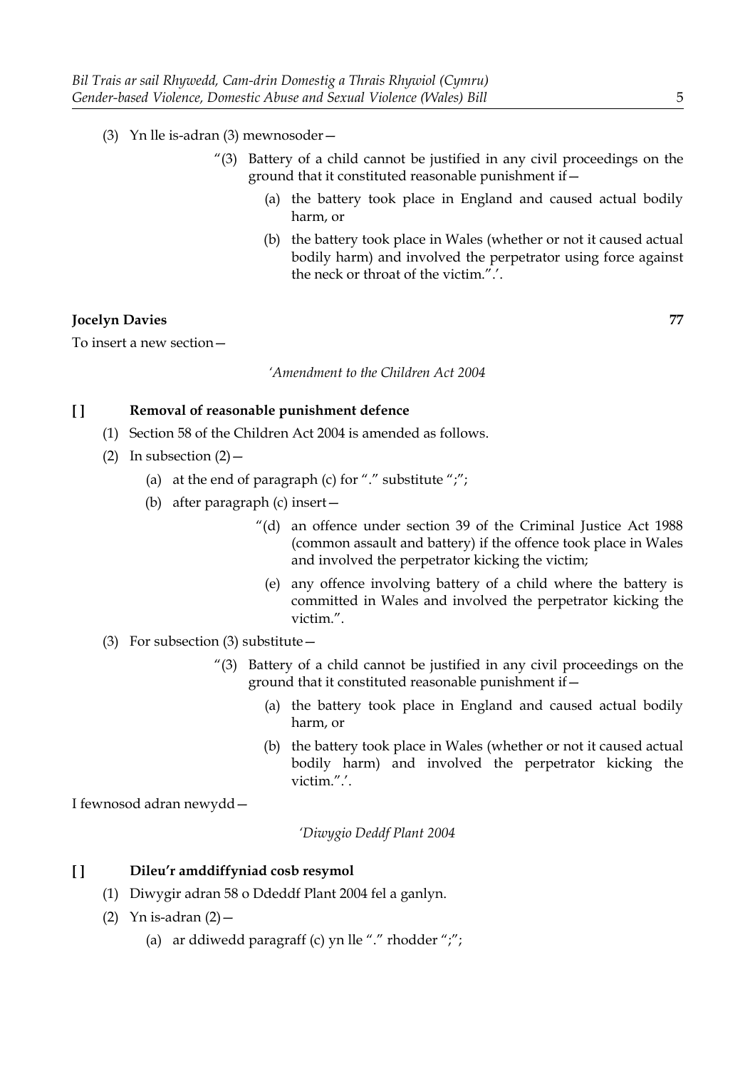(3) Yn lle is-adran (3) mewnosoder—

> "(3) Battery of a child cannot be justified in any civil proceedings on the ground that it constituted reasonable punishment if—
>
> (a) the battery took place in England and caused actual bodily harm, or
>
> (b) the battery took place in Wales (whether or not it caused actual bodily harm) and involved the perpetrator using force against the neck or throat of the victim.".'.

**Jocelyn Davies** **77**

To insert a new section—

*'Amendment to the Children Act 2004*

**[ ] Removal of reasonable punishment defence**

(1) Section 58 of the Children Act 2004 is amended as follows.

(2) In subsection (2)—

(a) at the end of paragraph (c) for "." substitute ";";

(b) after paragraph (c) insert—

> "(d) an offence under section 39 of the Criminal Justice Act 1988 (common assault and battery) if the offence took place in Wales and involved the perpetrator kicking the victim;
>
> (e) any offence involving battery of a child where the battery is committed in Wales and involved the perpetrator kicking the victim.".

(3) For subsection (3) substitute—

> "(3) Battery of a child cannot be justified in any civil proceedings on the ground that it constituted reasonable punishment if—
>
> (a) the battery took place in England and caused actual bodily harm, or
>
> (b) the battery took place in Wales (whether or not it caused actual bodily harm) and involved the perpetrator kicking the victim.".'.

I fewnosod adran newydd—

*'Diwygio Deddf Plant 2004*

**[ ] Dileu'r amddiffyniad cosb resymol**

(1) Diwygir adran 58 o Ddeddf Plant 2004 fel a ganlyn.

(2) Yn is-adran (2)—

(a) ar ddiwedd paragraff (c) yn lle "." rhodder ";";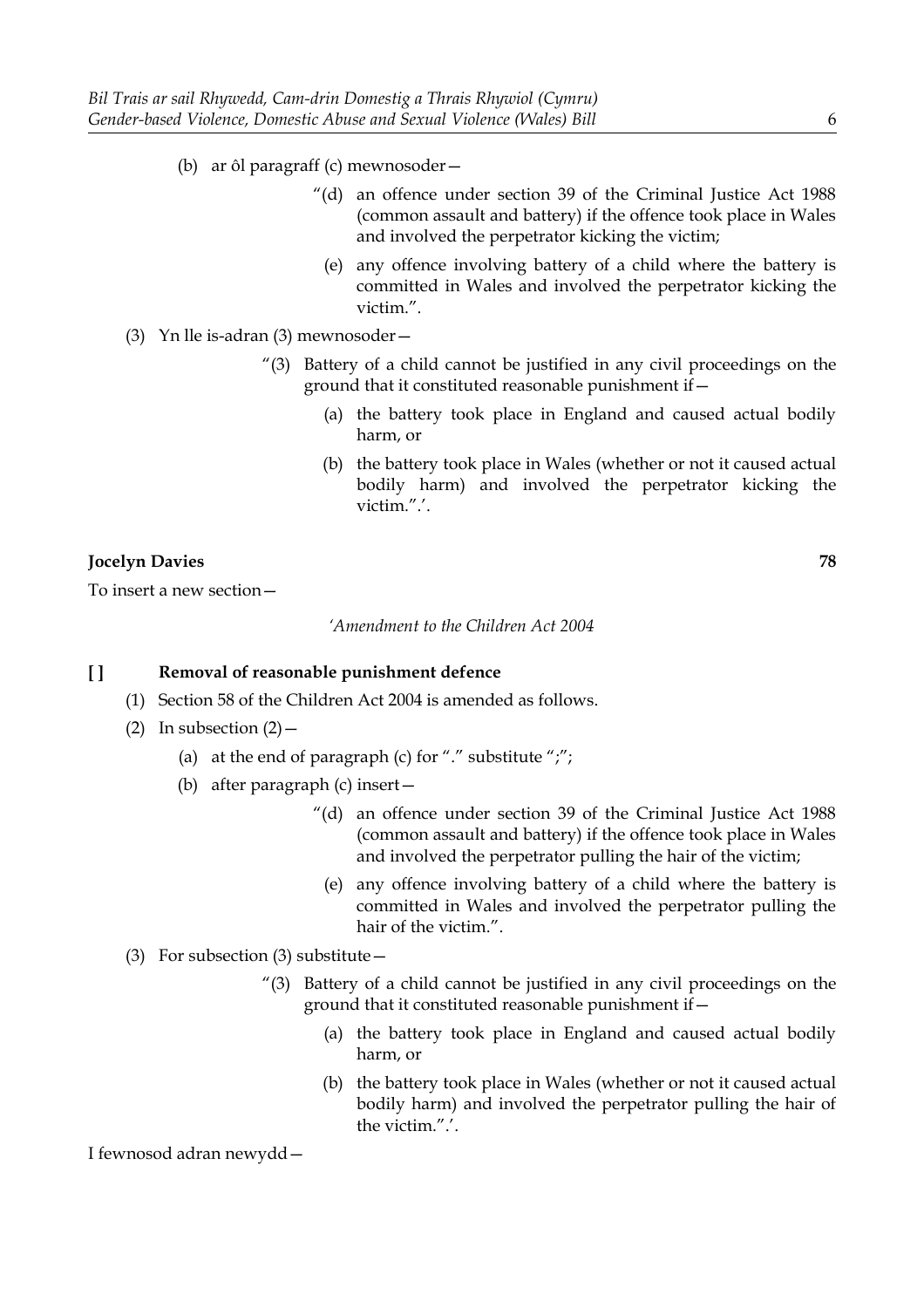(b) ar ôl paragraff (c) mewnosoder—

> "(d) an offence under section 39 of the Criminal Justice Act 1988 (common assault and battery) if the offence took place in Wales and involved the perpetrator kicking the victim;
>
> (e) any offence involving battery of a child where the battery is committed in Wales and involved the perpetrator kicking the victim.".

(3) Yn lle is-adran (3) mewnosoder—

> "(3) Battery of a child cannot be justified in any civil proceedings on the ground that it constituted reasonable punishment if—
>
> (a) the battery took place in England and caused actual bodily harm, or
>
> (b) the battery took place in Wales (whether or not it caused actual bodily harm) and involved the perpetrator kicking the victim.".'.

**Jocelyn Davies** **78**

To insert a new section—

*'Amendment to the Children Act 2004*

**[ ] Removal of reasonable punishment defence**

(1) Section 58 of the Children Act 2004 is amended as follows.

(2) In subsection (2)—

(a) at the end of paragraph (c) for "." substitute ";";

(b) after paragraph (c) insert—

> "(d) an offence under section 39 of the Criminal Justice Act 1988 (common assault and battery) if the offence took place in Wales and involved the perpetrator pulling the hair of the victim;
>
> (e) any offence involving battery of a child where the battery is committed in Wales and involved the perpetrator pulling the hair of the victim.".

(3) For subsection (3) substitute—

> "(3) Battery of a child cannot be justified in any civil proceedings on the ground that it constituted reasonable punishment if—
>
> (a) the battery took place in England and caused actual bodily harm, or
>
> (b) the battery took place in Wales (whether or not it caused actual bodily harm) and involved the perpetrator pulling the hair of the victim.".'.

I fewnosod adran newydd—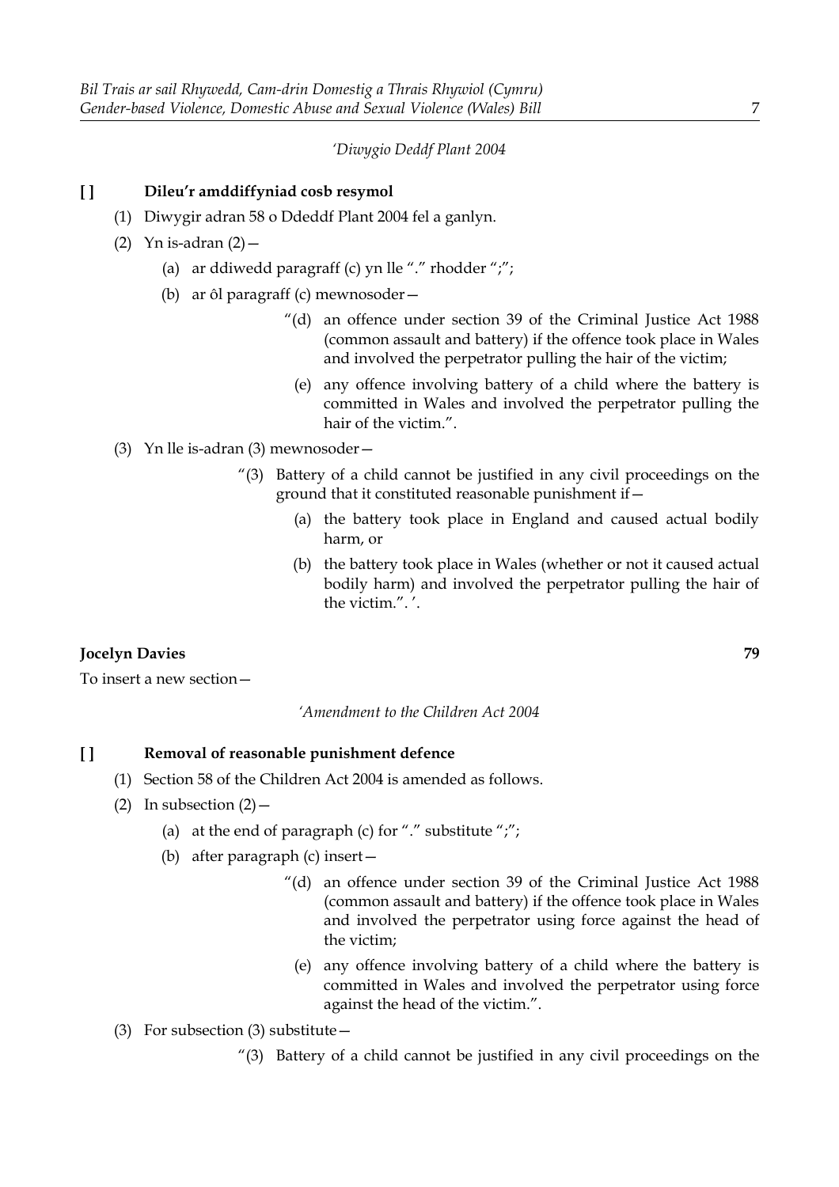*'Diwygio Deddf Plant 2004*

**[ ] Dileu'r amddiffyniad cosb resymol**

(1) Diwygir adran 58 o Ddeddf Plant 2004 fel a ganlyn.

(2) Yn is-adran (2)—

(a) ar ddiwedd paragraff (c) yn lle "." rhodder ";";

(b) ar ôl paragraff (c) mewnosoder—

"(d) an offence under section 39 of the Criminal Justice Act 1988 (common assault and battery) if the offence took place in Wales and involved the perpetrator pulling the hair of the victim;

(e) any offence involving battery of a child where the battery is committed in Wales and involved the perpetrator pulling the hair of the victim.".

(3) Yn lle is-adran (3) mewnosoder—

"(3) Battery of a child cannot be justified in any civil proceedings on the ground that it constituted reasonable punishment if—

(a) the battery took place in England and caused actual bodily harm, or

(b) the battery took place in Wales (whether or not it caused actual bodily harm) and involved the perpetrator pulling the hair of the victim.". '.

**Jocelyn Davies** **79**

To insert a new section—

*'Amendment to the Children Act 2004*

**[ ] Removal of reasonable punishment defence**

(1) Section 58 of the Children Act 2004 is amended as follows.

(2) In subsection (2)—

(a) at the end of paragraph (c) for "." substitute ";";

(b) after paragraph (c) insert—

"(d) an offence under section 39 of the Criminal Justice Act 1988 (common assault and battery) if the offence took place in Wales and involved the perpetrator using force against the head of the victim;

(e) any offence involving battery of a child where the battery is committed in Wales and involved the perpetrator using force against the head of the victim.".

(3) For subsection (3) substitute—

"(3) Battery of a child cannot be justified in any civil proceedings on the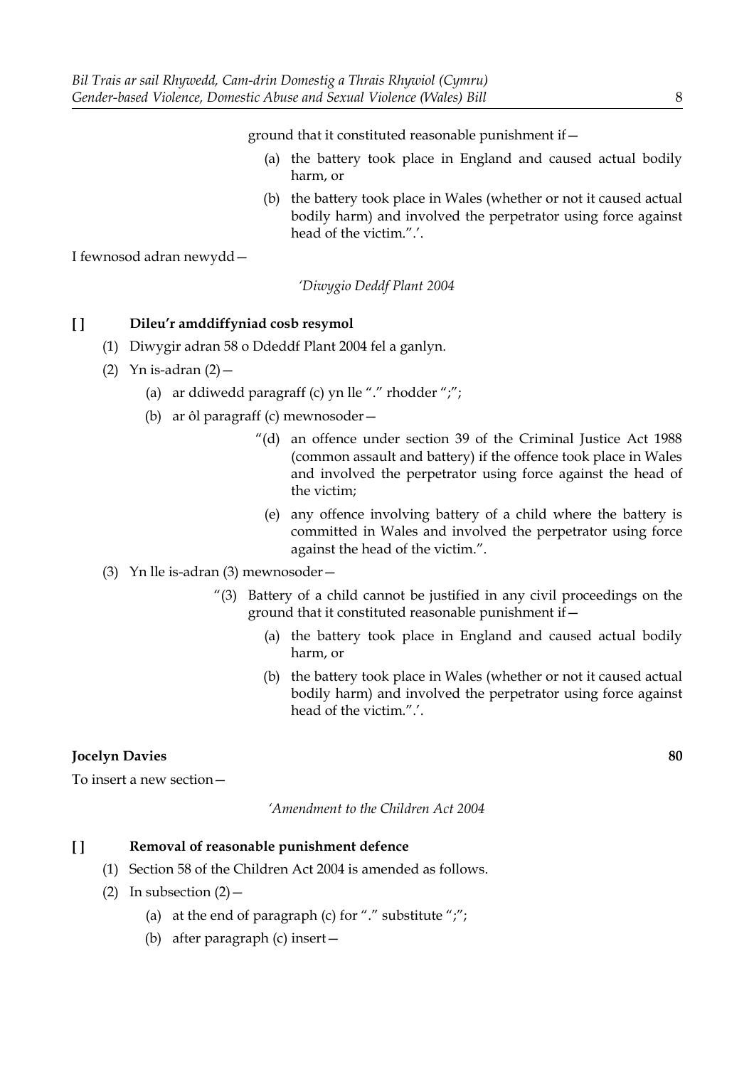ground that it constituted reasonable punishment if—

(a) the battery took place in England and caused actual bodily harm, or

(b) the battery took place in Wales (whether or not it caused actual bodily harm) and involved the perpetrator using force against head of the victim.”.’.

I fewnosod adran newydd—

*‘Diwygio Deddf Plant 2004*

**[ ] Dileu’r amddiffyniad cosb resymol**

(1) Diwygir adran 58 o Ddeddf Plant 2004 fel a ganlyn.

(2) Yn is-adran (2)—

(a) ar ddiwedd paragraff (c) yn lle “.” rhodder “;”;

(b) ar ôl paragraff (c) mewnosoder—

“(d) an offence under section 39 of the Criminal Justice Act 1988 (common assault and battery) if the offence took place in Wales and involved the perpetrator using force against the head of the victim;

(e) any offence involving battery of a child where the battery is committed in Wales and involved the perpetrator using force against the head of the victim.”.

(3) Yn lle is-adran (3) mewnosoder—

“(3) Battery of a child cannot be justified in any civil proceedings on the ground that it constituted reasonable punishment if—

(a) the battery took place in England and caused actual bodily harm, or

(b) the battery took place in Wales (whether or not it caused actual bodily harm) and involved the perpetrator using force against head of the victim.”.’.

**Jocelyn Davies** **80**

To insert a new section—

*‘Amendment to the Children Act 2004*

**[ ] Removal of reasonable punishment defence**

(1) Section 58 of the Children Act 2004 is amended as follows.

(2) In subsection (2)—

(a) at the end of paragraph (c) for “.” substitute “;”;

(b) after paragraph (c) insert—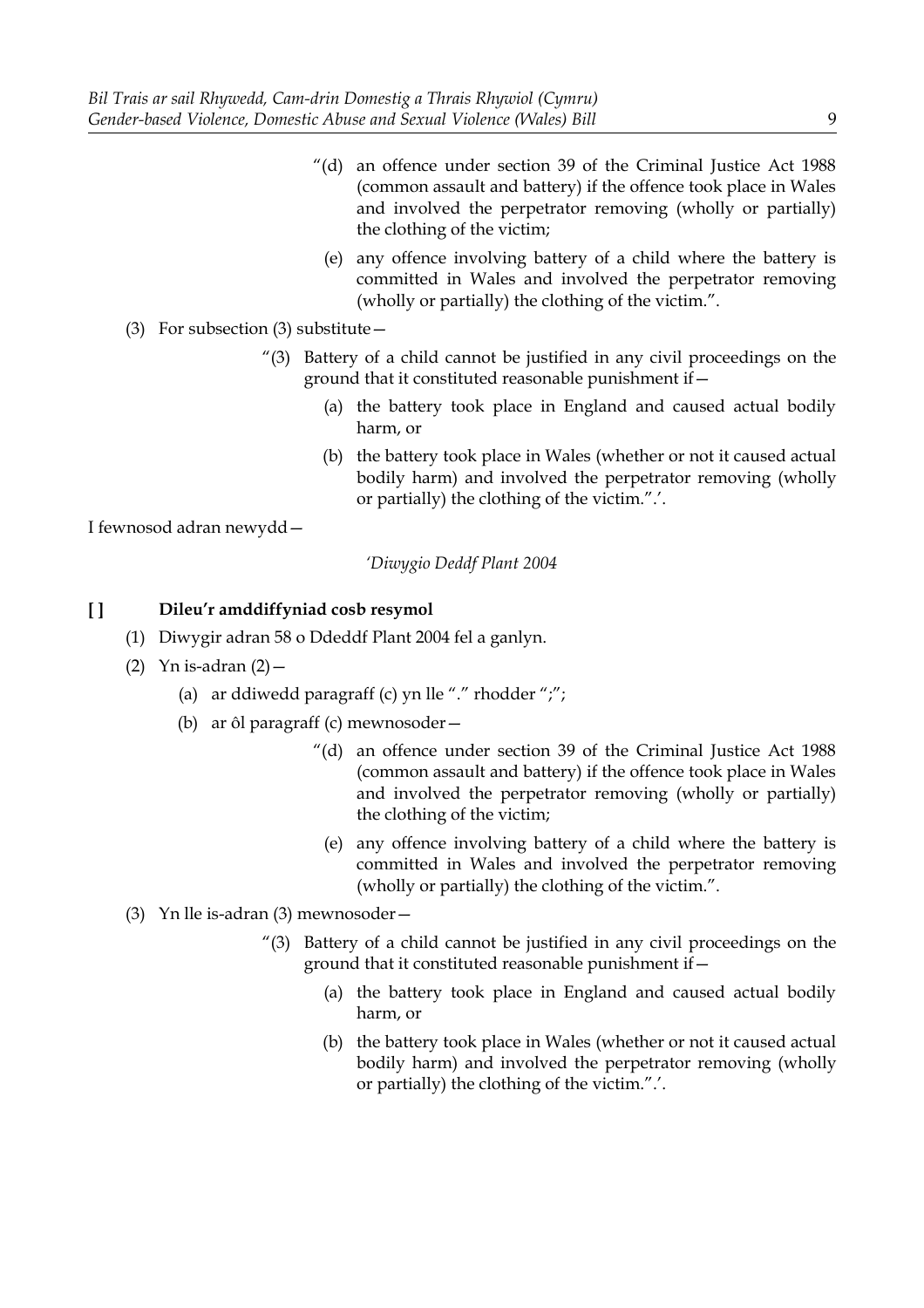"(d) an offence under section 39 of the Criminal Justice Act 1988 (common assault and battery) if the offence took place in Wales and involved the perpetrator removing (wholly or partially) the clothing of the victim;

(e) any offence involving battery of a child where the battery is committed in Wales and involved the perpetrator removing (wholly or partially) the clothing of the victim.".

(3) For subsection (3) substitute—

"(3) Battery of a child cannot be justified in any civil proceedings on the ground that it constituted reasonable punishment if—

(a) the battery took place in England and caused actual bodily harm, or

(b) the battery took place in Wales (whether or not it caused actual bodily harm) and involved the perpetrator removing (wholly or partially) the clothing of the victim.".'.

I fewnosod adran newydd—

*'Diwygio Deddf Plant 2004*

**[ ] Dileu'r amddiffyniad cosb resymol**

(1) Diwygir adran 58 o Ddeddf Plant 2004 fel a ganlyn.

(2) Yn is-adran (2)—

(a) ar ddiwedd paragraff (c) yn lle "." rhodder ";";

(b) ar ôl paragraff (c) mewnosoder—

"(d) an offence under section 39 of the Criminal Justice Act 1988 (common assault and battery) if the offence took place in Wales and involved the perpetrator removing (wholly or partially) the clothing of the victim;

(e) any offence involving battery of a child where the battery is committed in Wales and involved the perpetrator removing (wholly or partially) the clothing of the victim.".

(3) Yn lle is-adran (3) mewnosoder—

"(3) Battery of a child cannot be justified in any civil proceedings on the ground that it constituted reasonable punishment if—

(a) the battery took place in England and caused actual bodily harm, or

(b) the battery took place in Wales (whether or not it caused actual bodily harm) and involved the perpetrator removing (wholly or partially) the clothing of the victim.".'.